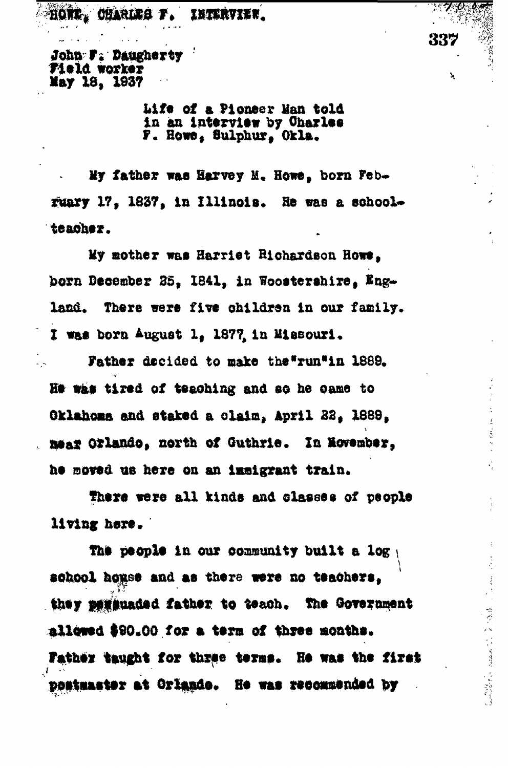HOWE, CHARLES F. INTERVIEW.

John F. Daugherty
Field worker
May 18, 1937

Life of a Pioneer Man told
in an interview by Charles
F. Howe, Sulphur, Okla.

My father was Harvey M. Howe, born February 17, 1837, in Illinois. He was a schoolteacher.

My mother was Harriet Richardson Howe, born December 25, 1841, in Woostershire, England. There were five children in our family. I was born August 1, 1877, in Missouri.

Father decided to make the "run" in 1889. He was tired of teaching and so he came to Oklahoma and staked a claim, April 22, 1889, near Orlando, north of Guthrie. In November, he moved us here on an immigrant train.

There were all kinds and classes of people living here.

The people in our community built a log school house and as there were no teachers, they persuaded father to teach. The Government allowed $90.00 for a term of three months. Father taught for three terms. He was the first postmaster at Orlando. He was recommended by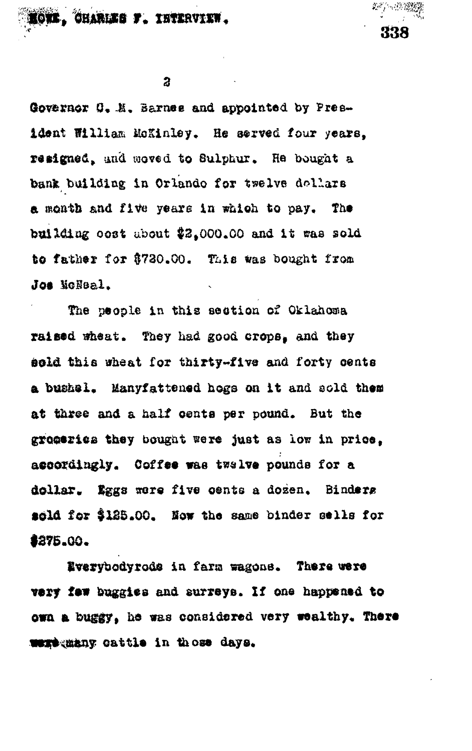Governor C. M. Barnes and appointed by President William McKinley. He served four years, resigned, and moved to Sulphur. He bought a bank building in Orlando for twelve dollars a month and five years in which to pay. The building cost about $2,000.00 and it was sold to father for $720.00. This was bought from Joe McNeal.

The people in this section of Oklahoma raised wheat. They had good crops, and they sold this wheat for thirty-five and forty cents a bushel. Manyfattened hogs on it and sold them at three and a half cents per pound. But the groceries they bought were just as low in price, accordingly. Coffee was twelve pounds for a dollar. Eggs were five cents a dozen. Binders sold for $125.00. Now the same binder sells for $375.00.

Everybodyrode in farm wagons. There were very few buggies and surreys. If one happened to own a buggy, he was considered very wealthy. There were many cattle in those days.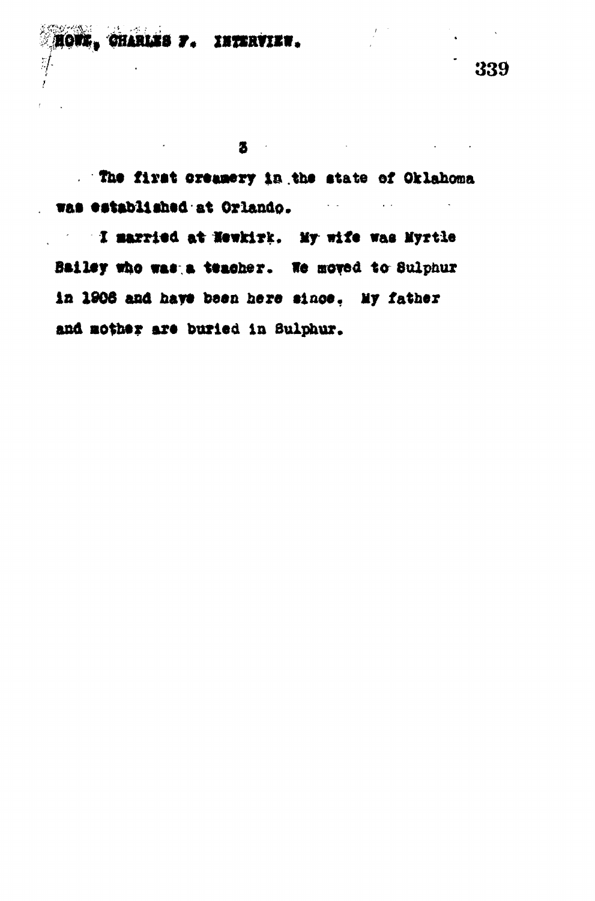The first creamery in the state of Oklahoma was established at Orlando.

I married at Newkirk. My wife was Myrtle Bailey who was a teacher. We moved to Sulphur in 1906 and have been here since. My father and mother are buried in Sulphur.